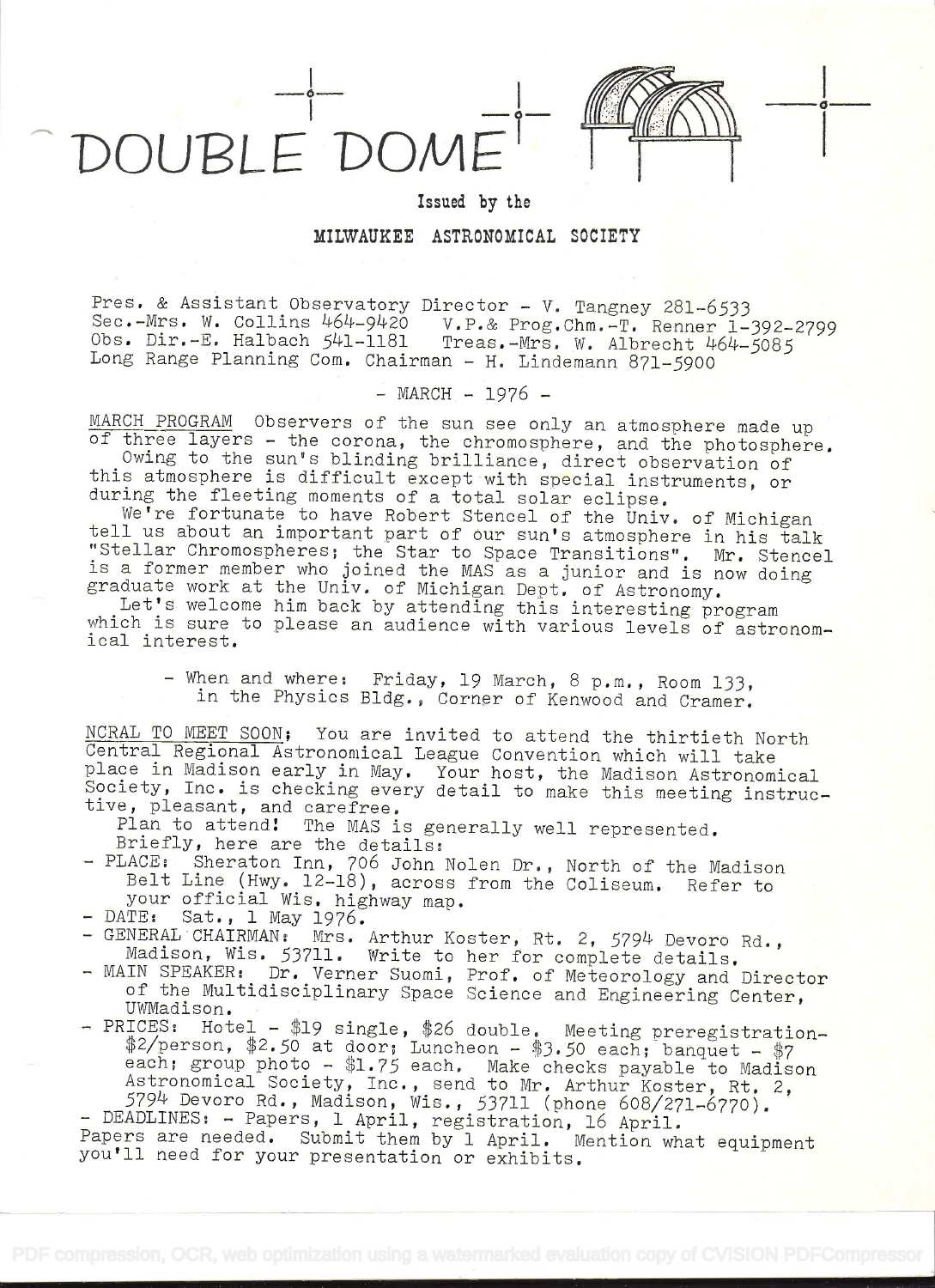# DOUBLE DOME

Issued by the

MILWAUKEE ASTRONOMICAL SOCIETY

Pres. & Assistant Observatory Director - V. Tangney 281-6533
Sec.-Mrs. W. Collins 464-9420 V.P.& Prog.Chm.-T. Renner 1-392-2799
Obs. Dir.-E. Halbach 541-1181 Treas.-Mrs. W. Albrecht 464-5085
Long Range Planning Com. Chairman - H. Lindemann 871-5900

- MARCH - 1976 -

MARCH PROGRAM Observers of the sun see only an atmosphere made up of three layers - the corona, the chromosphere, and the photosphere.

Owing to the sun's blinding brilliance, direct observation of this atmosphere is difficult except with special instruments, or during the fleeting moments of a total solar eclipse.

We're fortunate to have Robert Stencel of the Univ. of Michigan tell us about an important part of our sun's atmosphere in his talk "Stellar Chromospheres; the Star to Space Transitions". Mr. Stencel is a former member who joined the MAS as a junior and is now doing graduate work at the Univ. of Michigan Dept. of Astronomy.

Let's welcome him back by attending this interesting program which is sure to please an audience with various levels of astronomical interest.

- When and where: Friday, 19 March, 8 p.m., Room 133, in the Physics Bldg., Corner of Kenwood and Cramer.

NCRAL TO MEET SOON; You are invited to attend the thirtieth North Central Regional Astronomical League Convention which will take place in Madison early in May. Your host, the Madison Astronomical Society, Inc. is checking every detail to make this meeting instructive, pleasant, and carefree.

Plan to attend! The MAS is generally well represented.
Briefly, here are the details:

- PLACE: Sheraton Inn, 706 John Nolen Dr., North of the Madison Belt Line (Hwy. 12-18), across from the Coliseum. Refer to your official Wis. highway map.
- DATE: Sat., 1 May 1976.
- GENERAL CHAIRMAN: Mrs. Arthur Koster, Rt. 2, 5794 Devoro Rd., Madison, Wis. 53711. Write to her for complete details.
- MAIN SPEAKER: Dr. Verner Suomi, Prof. of Meteorology and Director of the Multidisciplinary Space Science and Engineering Center, UWMadison.
- PRICES: Hotel - $19 single, $26 double. Meeting preregistration-$2/person, $2.50 at door; Luncheon - $3.50 each; banquet - $7 each; group photo - $1.75 each. Make checks payable to Madison Astronomical Society, Inc., send to Mr. Arthur Koster, Rt. 2, 5794 Devoro Rd., Madison, Wis., 53711 (phone 608/271-6770).
- DEADLINES: - Papers, 1 April, registration, 16 April.

Papers are needed. Submit them by 1 April. Mention what equipment you'll need for your presentation or exhibits.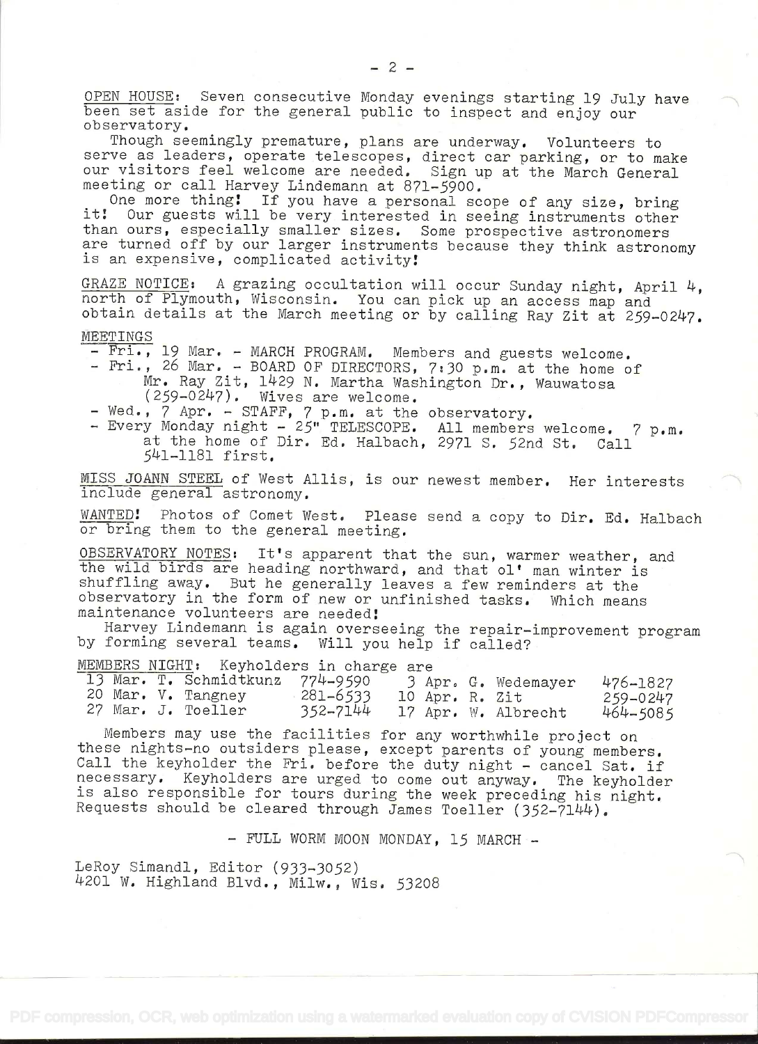OPEN HOUSE: Seven consecutive Monday evenings starting 19 July have been set aside for the general public to inspect and enjoy our observatory.

Though seemingly premature, plans are underway. Volunteers to serve as leaders, operate telescopes, direct car parking, or to make our visitors feel welcome are needed. Sign up at the March General meeting or call Harvey Lindemann at 871-5900.

One more thing! If you have a personal scope of any size, bring it! Our guests will be very interested in seeing instruments other than ours, especially smaller sizes. Some prospective astronomers are turned off by our larger instruments because they think astronomy is an expensive, complicated activity!

GRAZE NOTICE: A grazing occultation will occur Sunday night, April 4, north of Plymouth, Wisconsin. You can pick up an access map and obtain details at the March meeting or by calling Ray Zit at 259-0247.

MEETINGS

- Fri., 19 Mar. - MARCH PROGRAM. Members and guests welcome.
- Fri., 26 Mar. - BOARD OF DIRECTORS, 7:30 p.m. at the home of Mr. Ray Zit, 1429 N. Martha Washington Dr., Wauwatosa (259-0247). Wives are welcome.
- Wed., 7 Apr. - STAFF, 7 p.m. at the observatory.
- Every Monday night - 25" TELESCOPE. All members welcome. 7 p.m. at the home of Dir. Ed. Halbach, 2971 S. 52nd St. Call 541-1181 first.

MISS JOANN STEEL of West Allis, is our newest member. Her interests include general astronomy.

WANTED! Photos of Comet West. Please send a copy to Dir. Ed. Halbach or bring them to the general meeting.

OBSERVATORY NOTES: It's apparent that the sun, warmer weather, and the wild birds are heading northward, and that ol' man winter is shuffling away. But he generally leaves a few reminders at the observatory in the form of new or unfinished tasks. Which means maintenance volunteers are needed!

Harvey Lindemann is again overseeing the repair-improvement program by forming several teams. Will you help if called?

MEMBERS NIGHT: Keyholders in charge are

| | | | | | |
|---|---|---|---|---|---|
| 13 Mar. | T. Schmidtkunz | 774-9590 | 3 Apr. | G. Wedemayer | 476-1827 |
| 20 Mar. | V. Tangney | 281-6533 | 10 Apr. | R. Zit | 259-0247 |
| 27 Mar. | J. Toeller | 352-7144 | 17 Apr. | W. Albrecht | 464-5085 |

Members may use the facilities for any worthwhile project on these nights-no outsiders please, except parents of young members. Call the keyholder the Fri. before the duty night - cancel Sat. if necessary. Keyholders are urged to come out anyway. The keyholder is also responsible for tours during the week preceding his night. Requests should be cleared through James Toeller (352-7144).

- FULL WORM MOON MONDAY, 15 MARCH -

LeRoy Simandl, Editor (933-3052)
4201 W. Highland Blvd., Milw., Wis. 53208